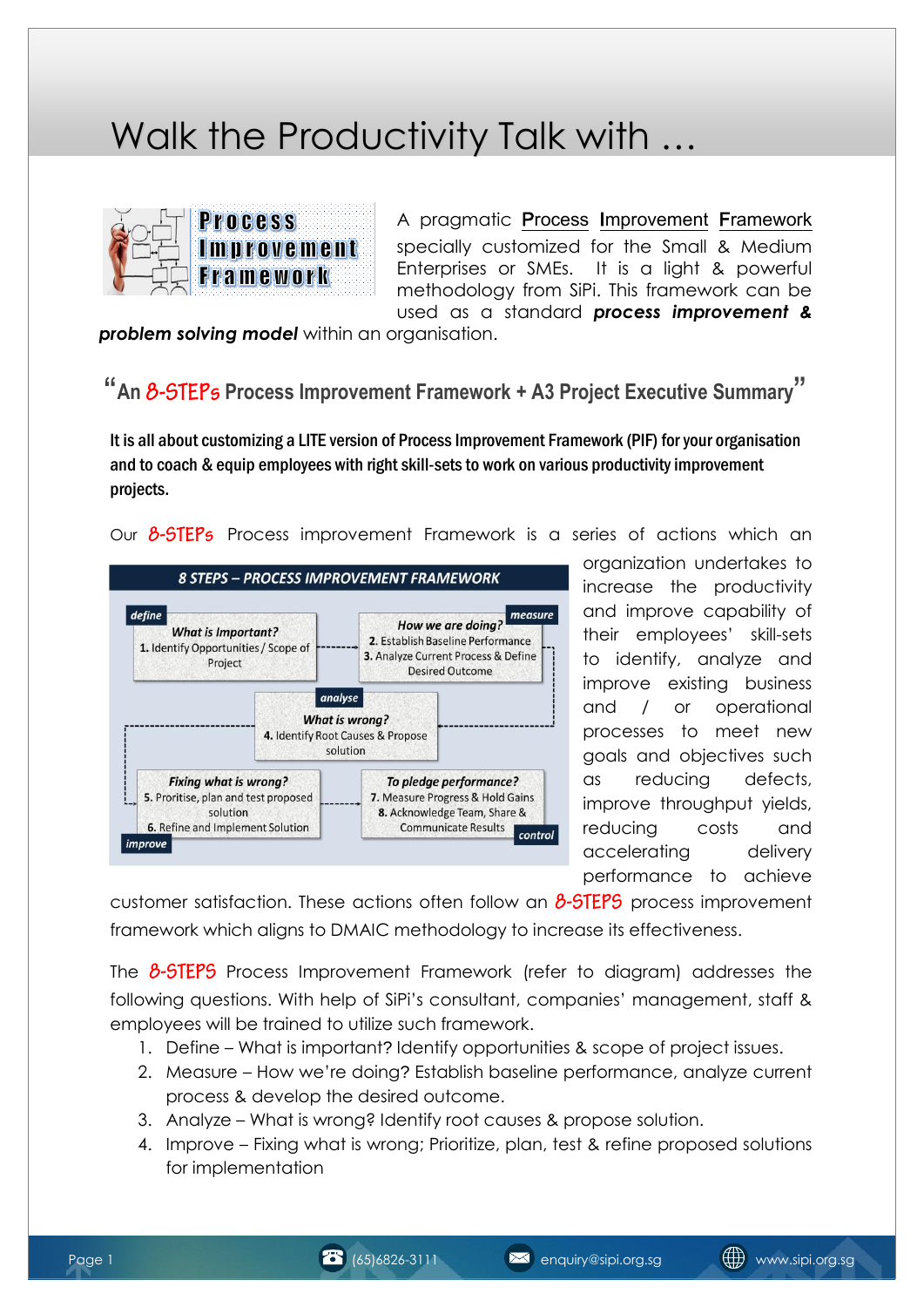# Walk the Productivity Talk with …

A pragmatic Process Improvement Framework specially customized for the Small & Medium Enterprises or SMEs. It is a light & powerful methodology from SiPi. This framework can be used as a standard ***process improvement & problem solving model*** within an organisation.

## "An 8-STEPs Process Improvement Framework + A3 Project Executive Summary"

**It is all about customizing a LITE version of Process Improvement Framework (PIF) for your organisation and to coach & equip employees with right skill-sets to work on various productivity improvement projects.**

Our 8-STEPs Process improvement Framework is a series of actions which an organization undertakes to increase the productivity and improve capability of their employees' skill-sets to identify, analyze and improve existing business and / or operational processes to meet new goals and objectives such as reducing defects, improve throughput yields, reducing costs and accelerating delivery performance to achieve customer satisfaction. These actions often follow an 8-STEPS process improvement framework which aligns to DMAIC methodology to increase its effectiveness.

8 STEPS – PROCESS IMPROVEMENT FRAMEWORK

define
What is Important?
1. Identify Opportunities / Scope of Project

measure
How we are doing?
2. Establish Baseline Performance
3. Analyze Current Process & Define Desired Outcome

analyse
What is wrong?
4. Identify Root Causes & Propose solution

improve
Fixing what is wrong?
5. Prioritise, plan and test proposed solution
6. Refine and Implement Solution

control
To pledge performance?
7. Measure Progress & Hold Gains
8. Acknowledge Team, Share & Communicate Results

The 8-STEPS Process Improvement Framework (refer to diagram) addresses the following questions. With help of SiPi's consultant, companies' management, staff & employees will be trained to utilize such framework.

1. Define – What is important? Identify opportunities & scope of project issues.
2. Measure – How we're doing? Establish baseline performance, analyze current process & develop the desired outcome.
3. Analyze – What is wrong? Identify root causes & propose solution.
4. Improve – Fixing what is wrong; Prioritize, plan, test & refine proposed solutions for implementation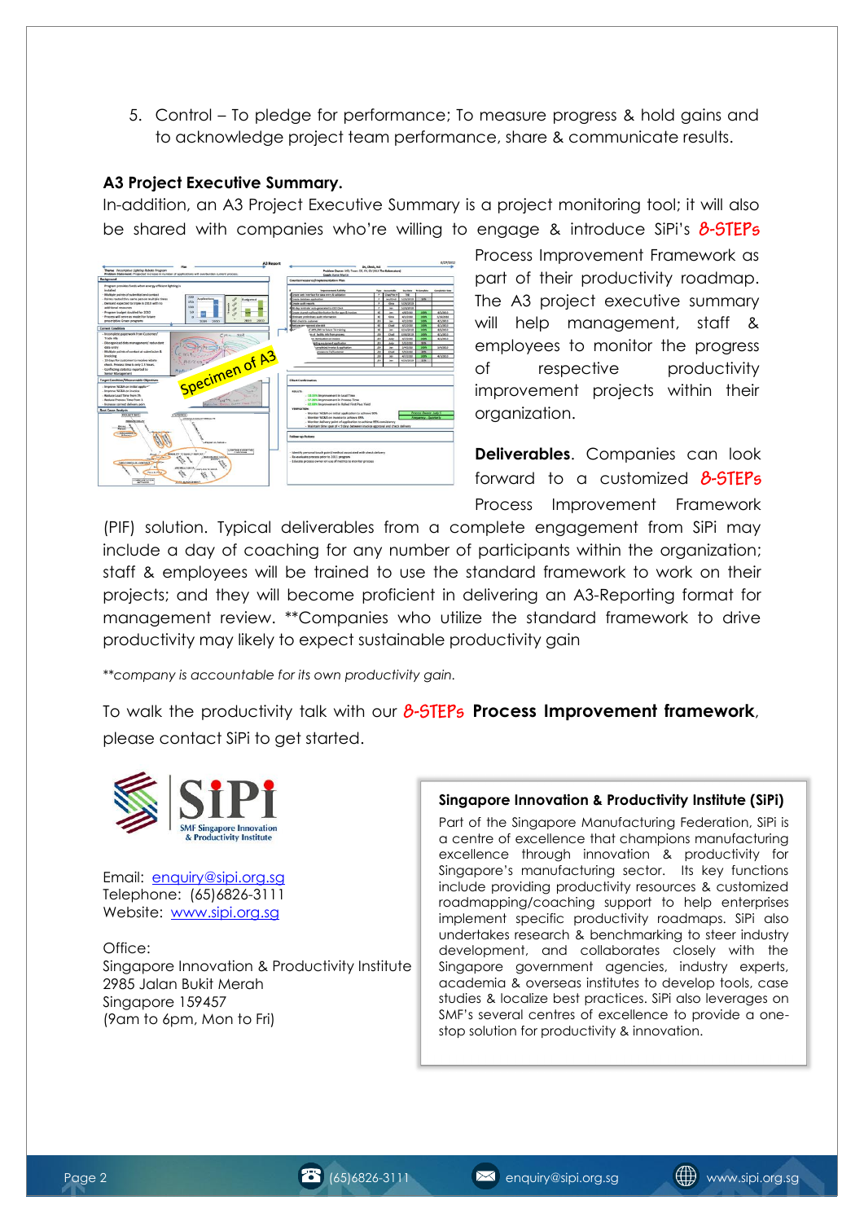5. Control – To pledge for performance; To measure progress & hold gains and to acknowledge project team performance, share & communicate results.

**A3 Project Executive Summary.**

In-addition, an A3 Project Executive Summary is a project monitoring tool; it will also be shared with companies who're willing to engage & introduce SiPi's 8-STEPs Process Improvement Framework as part of their productivity roadmap. The A3 project executive summary will help management, staff & employees to monitor the progress of respective productivity improvement projects within their organization.

**Deliverables**. Companies can look forward to a customized 8-STEPs Process Improvement Framework (PIF) solution. Typical deliverables from a complete engagement from SiPi may include a day of coaching for any number of participants within the organization; staff & employees will be trained to use the standard framework to work on their projects; and they will become proficient in delivering an A3-Reporting format for management review. **Companies who utilize the standard framework to drive productivity may likely to expect sustainable productivity gain

*\*\*company is accountable for its own productivity gain.*

To walk the productivity talk with our 8-STEPs **Process Improvement framework**, please contact SiPi to get started.

Email: enquiry@sipi.org.sg
Telephone: (65)6826-3111
Website: www.sipi.org.sg

Office:
Singapore Innovation & Productivity Institute
2985 Jalan Bukit Merah
Singapore 159457
(9am to 6pm, Mon to Fri)

**Singapore Innovation & Productivity Institute (SiPi)**

Part of the Singapore Manufacturing Federation, SiPi is a centre of excellence that champions manufacturing excellence through innovation & productivity for Singapore's manufacturing sector. Its key functions include providing productivity resources & customized roadmapping/coaching support to help enterprises implement specific productivity roadmaps. SiPi also undertakes research & benchmarking to steer industry development, and collaborates closely with the Singapore government agencies, industry experts, academia & overseas institutes to develop tools, case studies & localize best practices. SiPi also leverages on SMF's several centres of excellence to provide a one-stop solution for productivity & innovation.